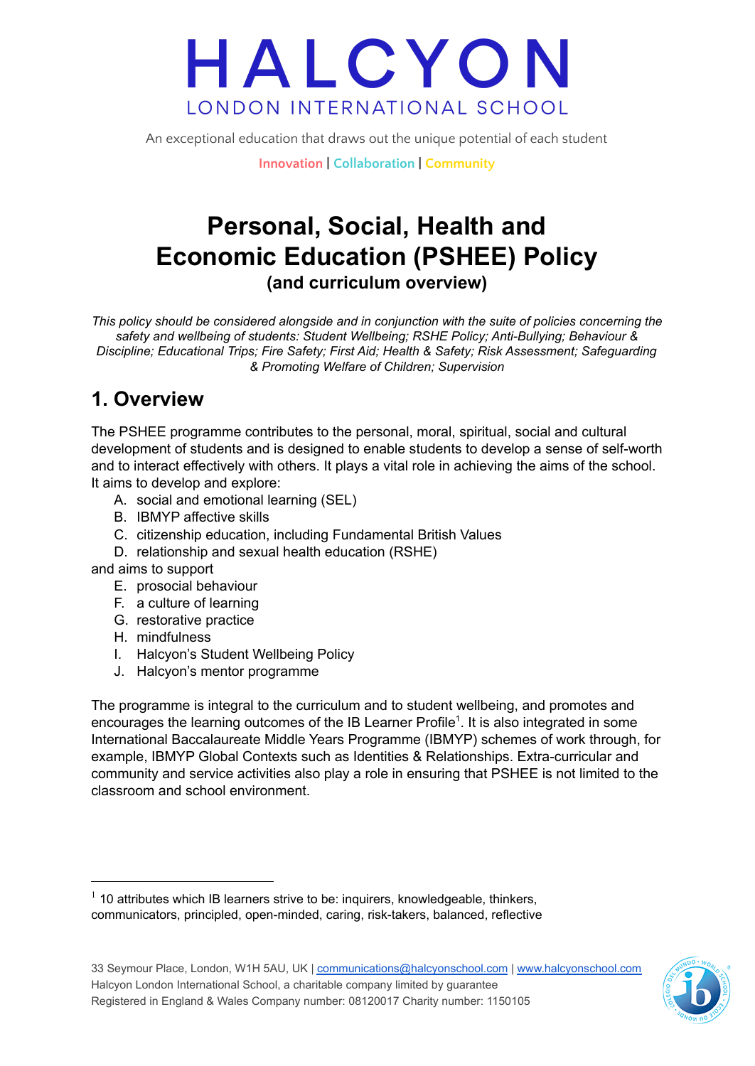# HALCYON

LONDON INTERNATIONAL SCHOOL

An exceptional education that draws out the unique potential of each student

Innovation | Collaboration | Community

# Personal, Social, Health and Economic Education (PSHEE) Policy

### (and curriculum overview)

*This policy should be considered alongside and in conjunction with the suite of policies concerning the safety and wellbeing of students: Student Wellbeing; RSHE Policy; Anti-Bullying; Behaviour & Discipline; Educational Trips; Fire Safety; First Aid; Health & Safety; Risk Assessment; Safeguarding & Promoting Welfare of Children; Supervision*

## 1. Overview

The PSHEE programme contributes to the personal, moral, spiritual, social and cultural development of students and is designed to enable students to develop a sense of self-worth and to interact effectively with others. It plays a vital role in achieving the aims of the school. It aims to develop and explore:

A. social and emotional learning (SEL)
B. IBMYP affective skills
C. citizenship education, including Fundamental British Values
D. relationship and sexual health education (RSHE)

and aims to support

E. prosocial behaviour
F. a culture of learning
G. restorative practice
H. mindfulness
I. Halcyon's Student Wellbeing Policy
J. Halcyon's mentor programme

The programme is integral to the curriculum and to student wellbeing, and promotes and encourages the learning outcomes of the IB Learner Profile[1]. It is also integrated in some International Baccalaureate Middle Years Programme (IBMYP) schemes of work through, for example, IBMYP Global Contexts such as Identities & Relationships. Extra-curricular and community and service activities also play a role in ensuring that PSHEE is not limited to the classroom and school environment.

[1] 10 attributes which IB learners strive to be: inquirers, knowledgeable, thinkers, communicators, principled, open-minded, caring, risk-takers, balanced, reflective

33 Seymour Place, London, W1H 5AU, UK | communications@halcyonschool.com | www.halcyonschool.com
Halcyon London International School, a charitable company limited by guarantee
Registered in England & Wales Company number: 08120017 Charity number: 1150105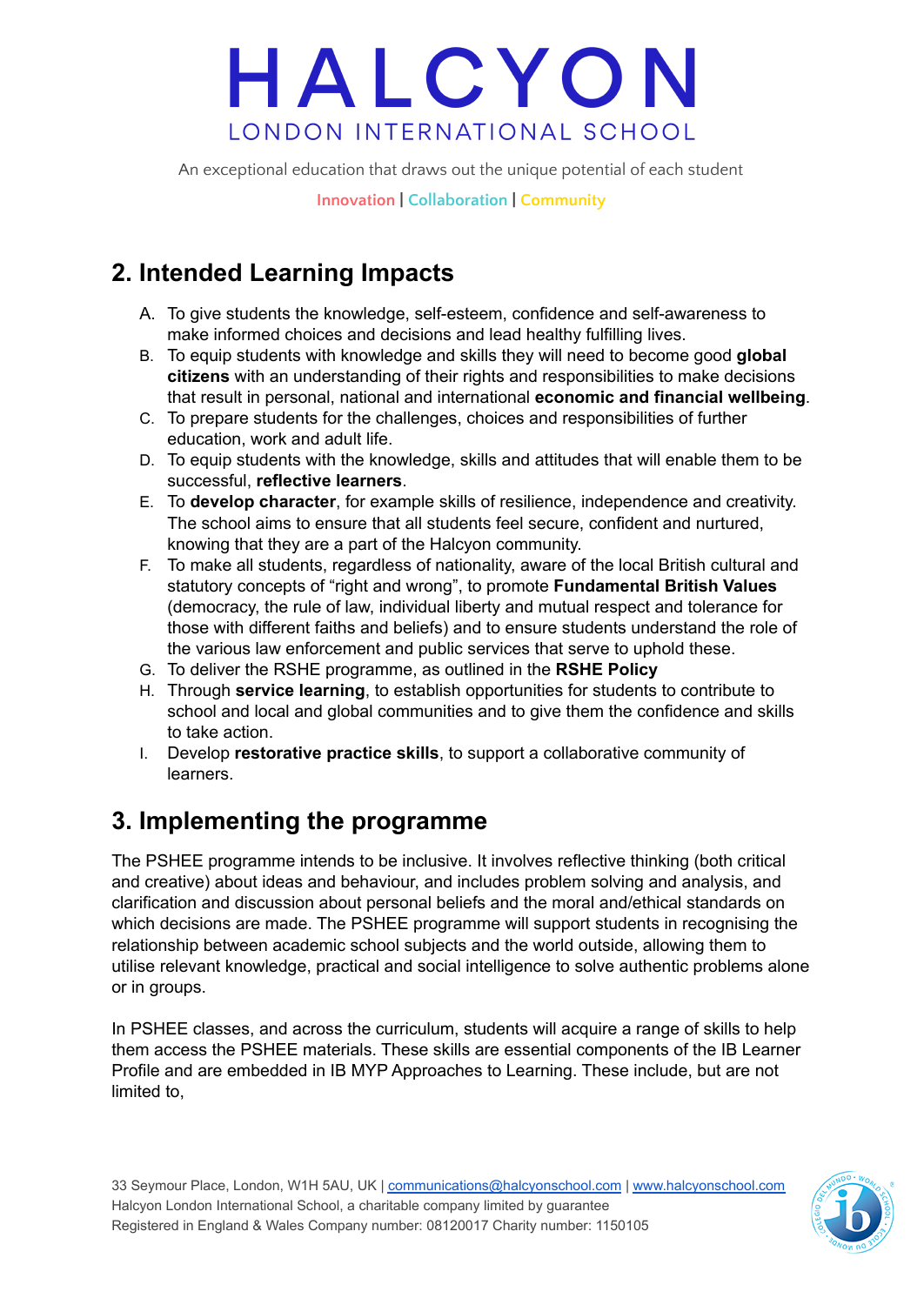## 2. Intended Learning Impacts

A. To give students the knowledge, self-esteem, confidence and self-awareness to make informed choices and decisions and lead healthy fulfilling lives.
B. To equip students with knowledge and skills they will need to become good **global citizens** with an understanding of their rights and responsibilities to make decisions that result in personal, national and international **economic and financial wellbeing**.
C. To prepare students for the challenges, choices and responsibilities of further education, work and adult life.
D. To equip students with the knowledge, skills and attitudes that will enable them to be successful, **reflective learners**.
E. To **develop character**, for example skills of resilience, independence and creativity. The school aims to ensure that all students feel secure, confident and nurtured, knowing that they are a part of the Halcyon community.
F. To make all students, regardless of nationality, aware of the local British cultural and statutory concepts of "right and wrong", to promote **Fundamental British Values** (democracy, the rule of law, individual liberty and mutual respect and tolerance for those with different faiths and beliefs) and to ensure students understand the role of the various law enforcement and public services that serve to uphold these.
G. To deliver the RSHE programme, as outlined in the **RSHE Policy**
H. Through **service learning**, to establish opportunities for students to contribute to school and local and global communities and to give them the confidence and skills to take action.
I. Develop **restorative practice skills**, to support a collaborative community of learners.

## 3. Implementing the programme

The PSHEE programme intends to be inclusive. It involves reflective thinking (both critical and creative) about ideas and behaviour, and includes problem solving and analysis, and clarification and discussion about personal beliefs and the moral and/ethical standards on which decisions are made. The PSHEE programme will support students in recognising the relationship between academic school subjects and the world outside, allowing them to utilise relevant knowledge, practical and social intelligence to solve authentic problems alone or in groups.

In PSHEE classes, and across the curriculum, students will acquire a range of skills to help them access the PSHEE materials. These skills are essential components of the IB Learner Profile and are embedded in IB MYP Approaches to Learning. These include, but are not limited to,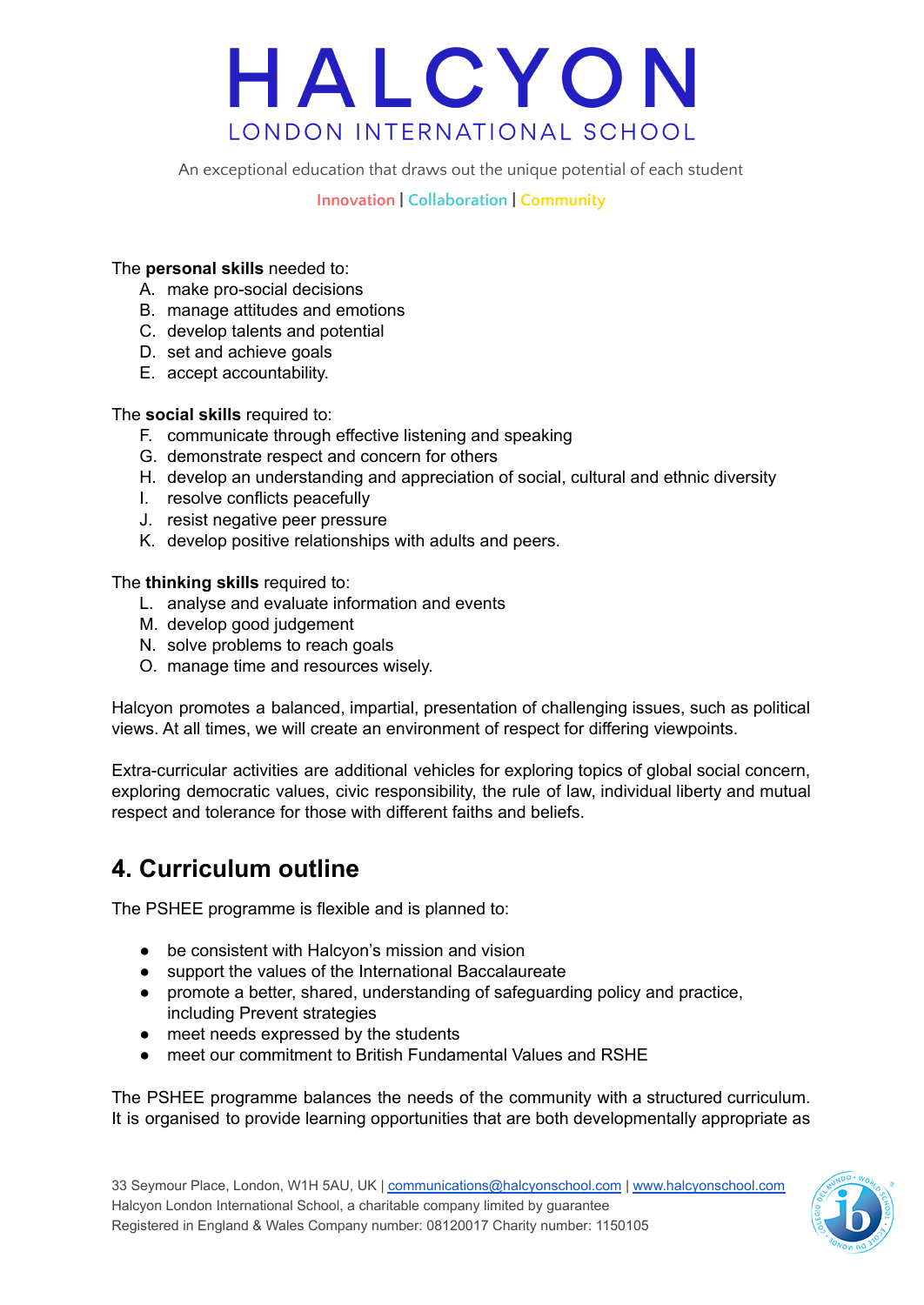The **personal skills** needed to:

A. make pro-social decisions
B. manage attitudes and emotions
C. develop talents and potential
D. set and achieve goals
E. accept accountability.

The **social skills** required to:

F. communicate through effective listening and speaking
G. demonstrate respect and concern for others
H. develop an understanding and appreciation of social, cultural and ethnic diversity
I. resolve conflicts peacefully
J. resist negative peer pressure
K. develop positive relationships with adults and peers.

The **thinking skills** required to:

L. analyse and evaluate information and events
M. develop good judgement
N. solve problems to reach goals
O. manage time and resources wisely.

Halcyon promotes a balanced, impartial, presentation of challenging issues, such as political views. At all times, we will create an environment of respect for differing viewpoints.

Extra-curricular activities are additional vehicles for exploring topics of global social concern, exploring democratic values, civic responsibility, the rule of law, individual liberty and mutual respect and tolerance for those with different faiths and beliefs.

## 4. Curriculum outline

The PSHEE programme is flexible and is planned to:

- be consistent with Halcyon's mission and vision
- support the values of the International Baccalaureate
- promote a better, shared, understanding of safeguarding policy and practice, including Prevent strategies
- meet needs expressed by the students
- meet our commitment to British Fundamental Values and RSHE

The PSHEE programme balances the needs of the community with a structured curriculum. It is organised to provide learning opportunities that are both developmentally appropriate as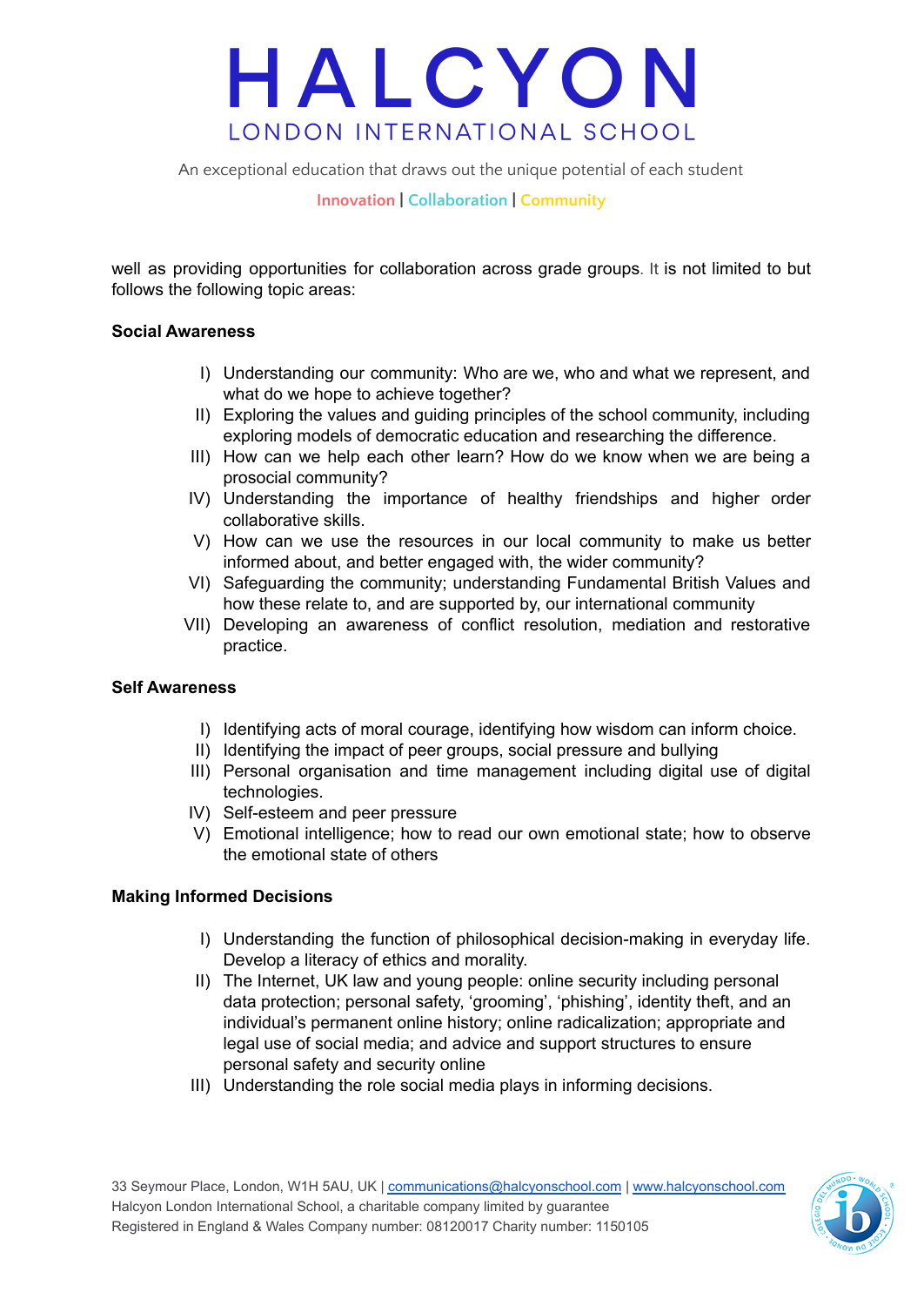well as providing opportunities for collaboration across grade groups. It is not limited to but follows the following topic areas:

**Social Awareness**

I) Understanding our community: Who are we, who and what we represent, and what do we hope to achieve together?
II) Exploring the values and guiding principles of the school community, including exploring models of democratic education and researching the difference.
III) How can we help each other learn? How do we know when we are being a prosocial community?
IV) Understanding the importance of healthy friendships and higher order collaborative skills.
V) How can we use the resources in our local community to make us better informed about, and better engaged with, the wider community?
VI) Safeguarding the community; understanding Fundamental British Values and how these relate to, and are supported by, our international community
VII) Developing an awareness of conflict resolution, mediation and restorative practice.

**Self Awareness**

I) Identifying acts of moral courage, identifying how wisdom can inform choice.
II) Identifying the impact of peer groups, social pressure and bullying
III) Personal organisation and time management including digital use of digital technologies.
IV) Self-esteem and peer pressure
V) Emotional intelligence; how to read our own emotional state; how to observe the emotional state of others

**Making Informed Decisions**

I) Understanding the function of philosophical decision-making in everyday life. Develop a literacy of ethics and morality.
II) The Internet, UK law and young people: online security including personal data protection; personal safety, 'grooming', 'phishing', identity theft, and an individual's permanent online history; online radicalization; appropriate and legal use of social media; and advice and support structures to ensure personal safety and security online
III) Understanding the role social media plays in informing decisions.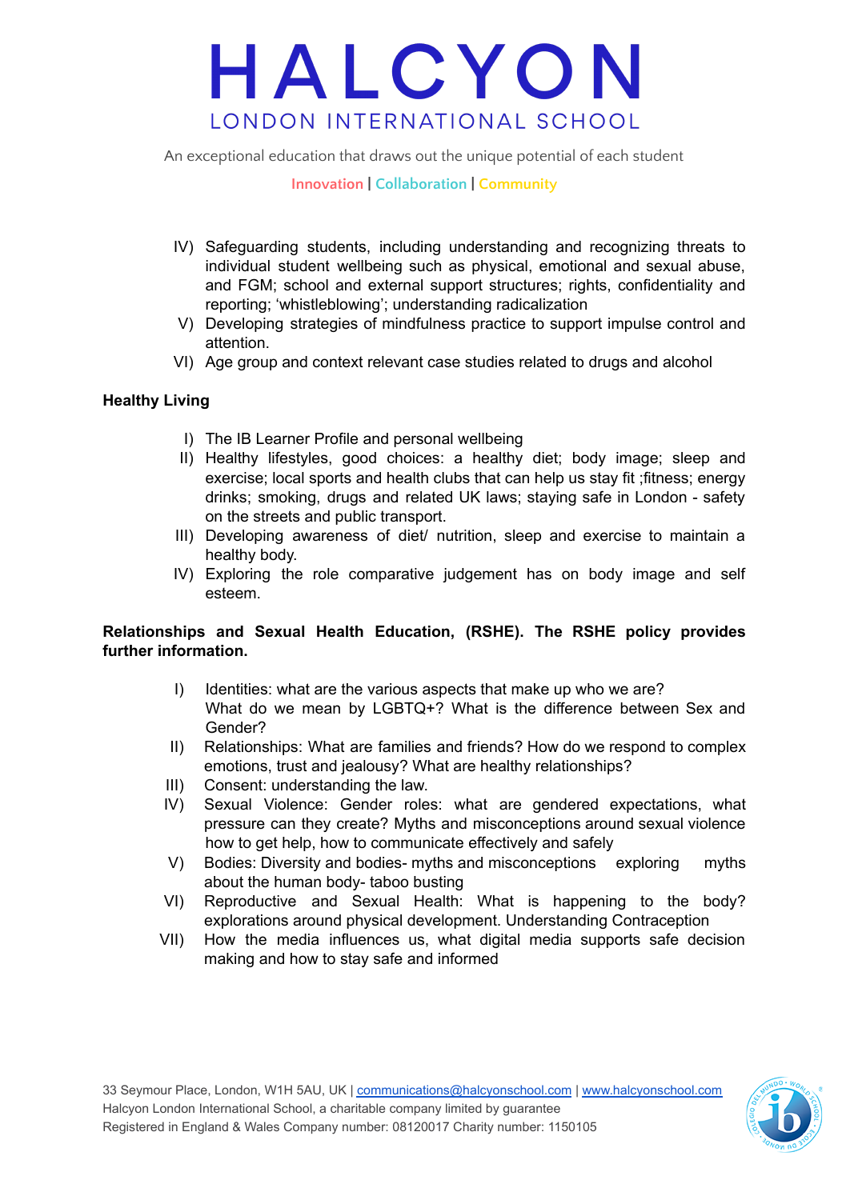IV) Safeguarding students, including understanding and recognizing threats to individual student wellbeing such as physical, emotional and sexual abuse, and FGM; school and external support structures; rights, confidentiality and reporting; 'whistleblowing'; understanding radicalization

V) Developing strategies of mindfulness practice to support impulse control and attention.

VI) Age group and context relevant case studies related to drugs and alcohol

**Healthy Living**

I) The IB Learner Profile and personal wellbeing

II) Healthy lifestyles, good choices: a healthy diet; body image; sleep and exercise; local sports and health clubs that can help us stay fit ;fitness; energy drinks; smoking, drugs and related UK laws; staying safe in London - safety on the streets and public transport.

III) Developing awareness of diet/ nutrition, sleep and exercise to maintain a healthy body.

IV) Exploring the role comparative judgement has on body image and self esteem.

**Relationships and Sexual Health Education, (RSHE). The RSHE policy provides further information.**

I) Identities: what are the various aspects that make up who we are? What do we mean by LGBTQ+? What is the difference between Sex and Gender?

II) Relationships: What are families and friends? How do we respond to complex emotions, trust and jealousy? What are healthy relationships?

III) Consent: understanding the law.

IV) Sexual Violence: Gender roles: what are gendered expectations, what pressure can they create? Myths and misconceptions around sexual violence how to get help, how to communicate effectively and safely

V) Bodies: Diversity and bodies- myths and misconceptions exploring myths about the human body- taboo busting

VI) Reproductive and Sexual Health: What is happening to the body? explorations around physical development. Understanding Contraception

VII) How the media influences us, what digital media supports safe decision making and how to stay safe and informed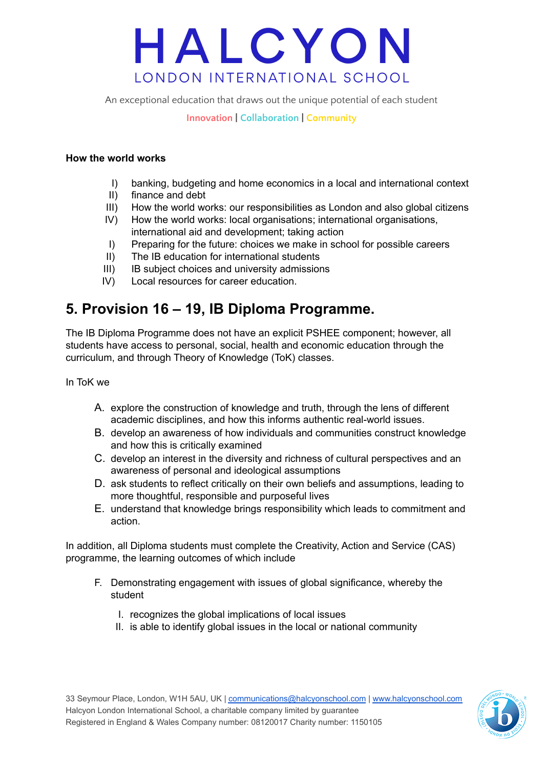**How the world works**

I) banking, budgeting and home economics in a local and international context
II) finance and debt
III) How the world works: our responsibilities as London and also global citizens
IV) How the world works: local organisations; international organisations, international aid and development; taking action
I) Preparing for the future: choices we make in school for possible careers
II) The IB education for international students
III) IB subject choices and university admissions
IV) Local resources for career education.

## 5. Provision 16 – 19, IB Diploma Programme.

The IB Diploma Programme does not have an explicit PSHEE component; however, all students have access to personal, social, health and economic education through the curriculum, and through Theory of Knowledge (ToK) classes.

In ToK we

A. explore the construction of knowledge and truth, through the lens of different academic disciplines, and how this informs authentic real-world issues.
B. develop an awareness of how individuals and communities construct knowledge and how this is critically examined
C. develop an interest in the diversity and richness of cultural perspectives and an awareness of personal and ideological assumptions
D. ask students to reflect critically on their own beliefs and assumptions, leading to more thoughtful, responsible and purposeful lives
E. understand that knowledge brings responsibility which leads to commitment and action.

In addition, all Diploma students must complete the Creativity, Action and Service (CAS) programme, the learning outcomes of which include

F. Demonstrating engagement with issues of global significance, whereby the student
   I. recognizes the global implications of local issues
   II. is able to identify global issues in the local or national community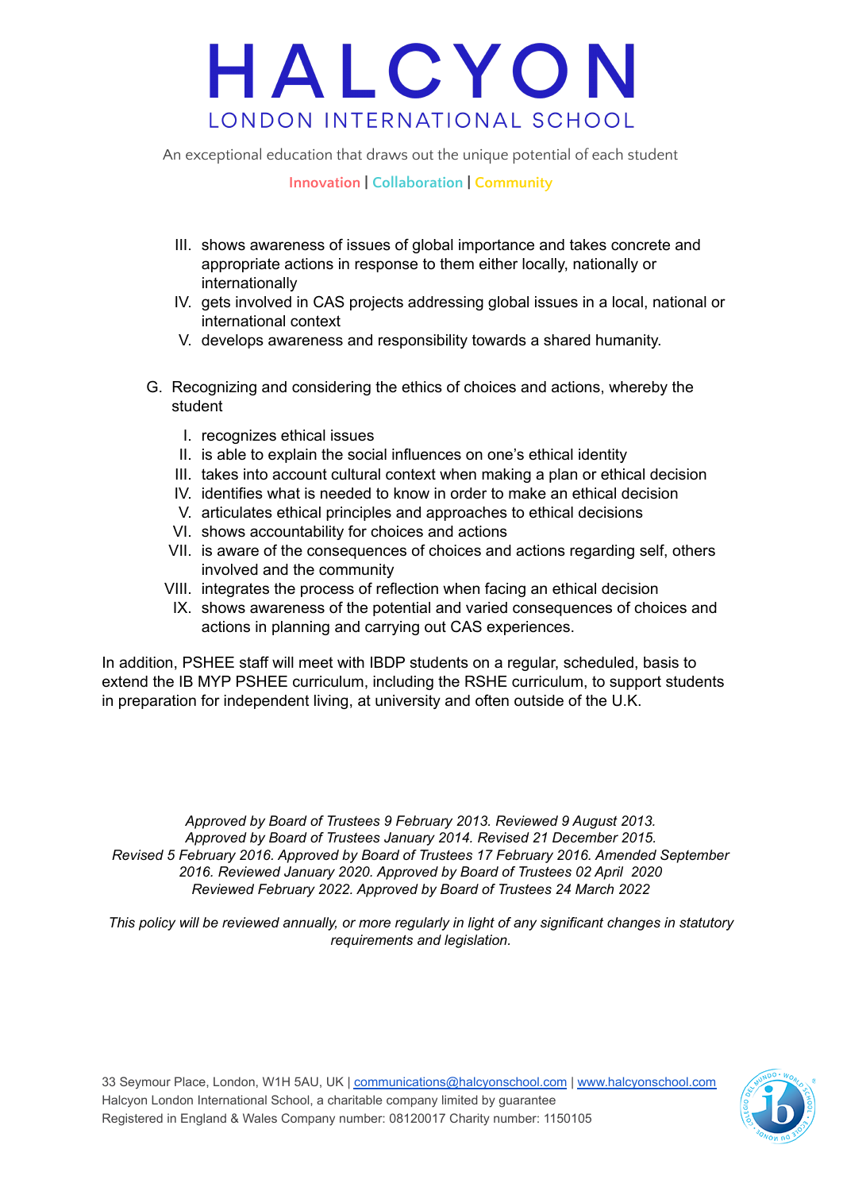III. shows awareness of issues of global importance and takes concrete and appropriate actions in response to them either locally, nationally or internationally
IV. gets involved in CAS projects addressing global issues in a local, national or international context
V. develops awareness and responsibility towards a shared humanity.

G. Recognizing and considering the ethics of choices and actions, whereby the student

I. recognizes ethical issues
II. is able to explain the social influences on one's ethical identity
III. takes into account cultural context when making a plan or ethical decision
IV. identifies what is needed to know in order to make an ethical decision
V. articulates ethical principles and approaches to ethical decisions
VI. shows accountability for choices and actions
VII. is aware of the consequences of choices and actions regarding self, others involved and the community
VIII. integrates the process of reflection when facing an ethical decision
IX. shows awareness of the potential and varied consequences of choices and actions in planning and carrying out CAS experiences.

In addition, PSHEE staff will meet with IBDP students on a regular, scheduled, basis to extend the IB MYP PSHEE curriculum, including the RSHE curriculum, to support students in preparation for independent living, at university and often outside of the U.K.

*Approved by Board of Trustees 9 February 2013. Reviewed 9 August 2013. Approved by Board of Trustees January 2014. Revised 21 December 2015. Revised 5 February 2016. Approved by Board of Trustees 17 February 2016. Amended September 2016. Reviewed January 2020. Approved by Board of Trustees 02 April 2020 Reviewed February 2022. Approved by Board of Trustees 24 March 2022*

*This policy will be reviewed annually, or more regularly in light of any significant changes in statutory requirements and legislation.*